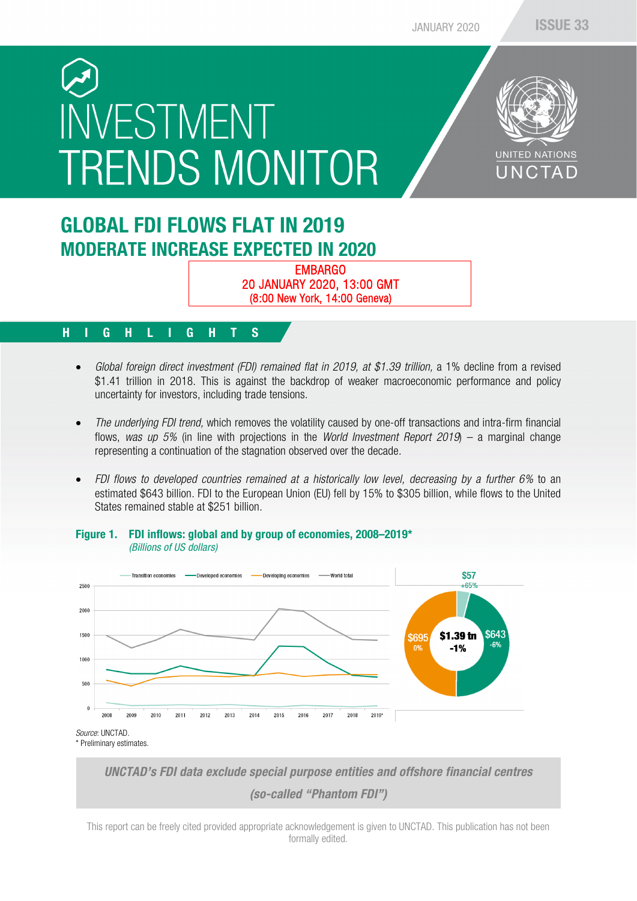JANUARY 2020

ISSUE 33

# INVESTMENT TRENDS MONITOR

UNITED NATIONS
UNCTAD

## GLOBAL FDI FLOWS FLAT IN 2019
## MODERATE INCREASE EXPECTED IN 2020

EMBARGO
20 JANUARY 2020, 13:00 GMT
(8:00 New York, 14:00 Geneva)

### HIGHLIGHTS

- *Global foreign direct investment (FDI) remained flat in 2019, at $1.39 trillion,* a 1% decline from a revised $1.41 trillion in 2018. This is against the backdrop of weaker macroeconomic performance and policy uncertainty for investors, including trade tensions.

- *The underlying FDI trend,* which removes the volatility caused by one-off transactions and intra-firm financial flows, *was up 5%* (in line with projections in the *World Investment Report 2019*) – a marginal change representing a continuation of the stagnation observed over the decade.

- *FDI flows to developed countries remained at a historically low level, decreasing by a further 6%* to an estimated $643 billion. FDI to the European Union (EU) fell by 15% to $305 billion, while flows to the United States remained stable at $251 billion.

**Figure 1. FDI inflows: global and by group of economies, 2008–2019***
*(Billions of US dollars)*

Transition economies
Developed economies
Developing economies
World total

2500
2000
1500
1000
500
0

2008 2009 2010 2011 2012 2013 2014 2015 2016 2017 2018 2019*

$57
+65%
$695
0%
$1.39 tn
-1%
$643
-6%

*Source*: UNCTAD.
\* Preliminary estimates.

***UNCTAD's FDI data exclude special purpose entities and offshore financial centres (so-called "Phantom FDI")***

This report can be freely cited provided appropriate acknowledgement is given to UNCTAD. This publication has not been formally edited.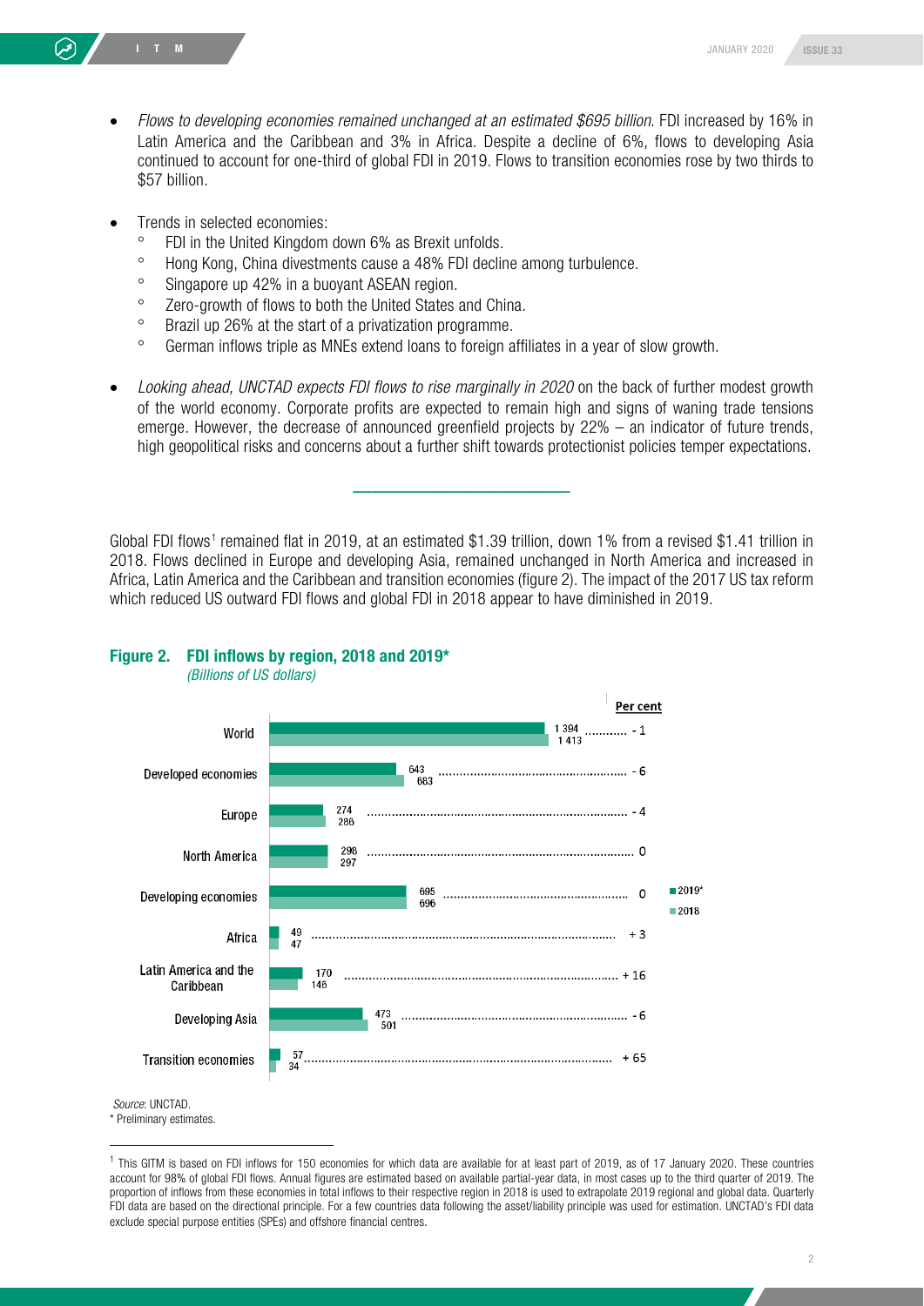- *Flows to developing economies remained unchanged at an estimated $695 billion*. FDI increased by 16% in Latin America and the Caribbean and 3% in Africa. Despite a decline of 6%, flows to developing Asia continued to account for one-third of global FDI in 2019. Flows to transition economies rose by two thirds to $57 billion.

- Trends in selected economies:
  - FDI in the United Kingdom down 6% as Brexit unfolds.
  - Hong Kong, China divestments cause a 48% FDI decline among turbulence.
  - Singapore up 42% in a buoyant ASEAN region.
  - Zero-growth of flows to both the United States and China.
  - Brazil up 26% at the start of a privatization programme.
  - German inflows triple as MNEs extend loans to foreign affiliates in a year of slow growth.

- *Looking ahead, UNCTAD expects FDI flows to rise marginally in 2020* on the back of further modest growth of the world economy. Corporate profits are expected to remain high and signs of waning trade tensions emerge. However, the decrease of announced greenfield projects by 22% – an indicator of future trends, high geopolitical risks and concerns about a further shift towards protectionist policies temper expectations.

---

Global FDI flows[1] remained flat in 2019, at an estimated $1.39 trillion, down 1% from a revised $1.41 trillion in 2018. Flows declined in Europe and developing Asia, remained unchanged in North America and increased in Africa, Latin America and the Caribbean and transition economies (figure 2). The impact of the 2017 US tax reform which reduced US outward FDI flows and global FDI in 2018 appear to have diminished in 2019.

**Figure 2. FDI inflows by region, 2018 and 2019***
*(Billions of US dollars)*

Per cent

World 1 394 1 413 - 1
Developed economies 643 683 - 6
Europe 274 286 - 4
North America 298 297 0
Developing economies 695 696 0
Africa 49 47 + 3
Latin America and the Caribbean 170 146 + 16
Developing Asia 473 501 - 6
Transition economies 57 34 + 65

2019*
2018

*Source*: UNCTAD.
\* Preliminary estimates.

[1] This GITM is based on FDI inflows for 150 economies for which data are available for at least part of 2019, as of 17 January 2020. These countries account for 98% of global FDI flows. Annual figures are estimated based on available partial-year data, in most cases up to the third quarter of 2019. The proportion of inflows from these economies in total inflows to their respective region in 2018 is used to extrapolate 2019 regional and global data. Quarterly FDI data are based on the directional principle. For a few countries data following the asset/liability principle was used for estimation. UNCTAD's FDI data exclude special purpose entities (SPEs) and offshore financial centres.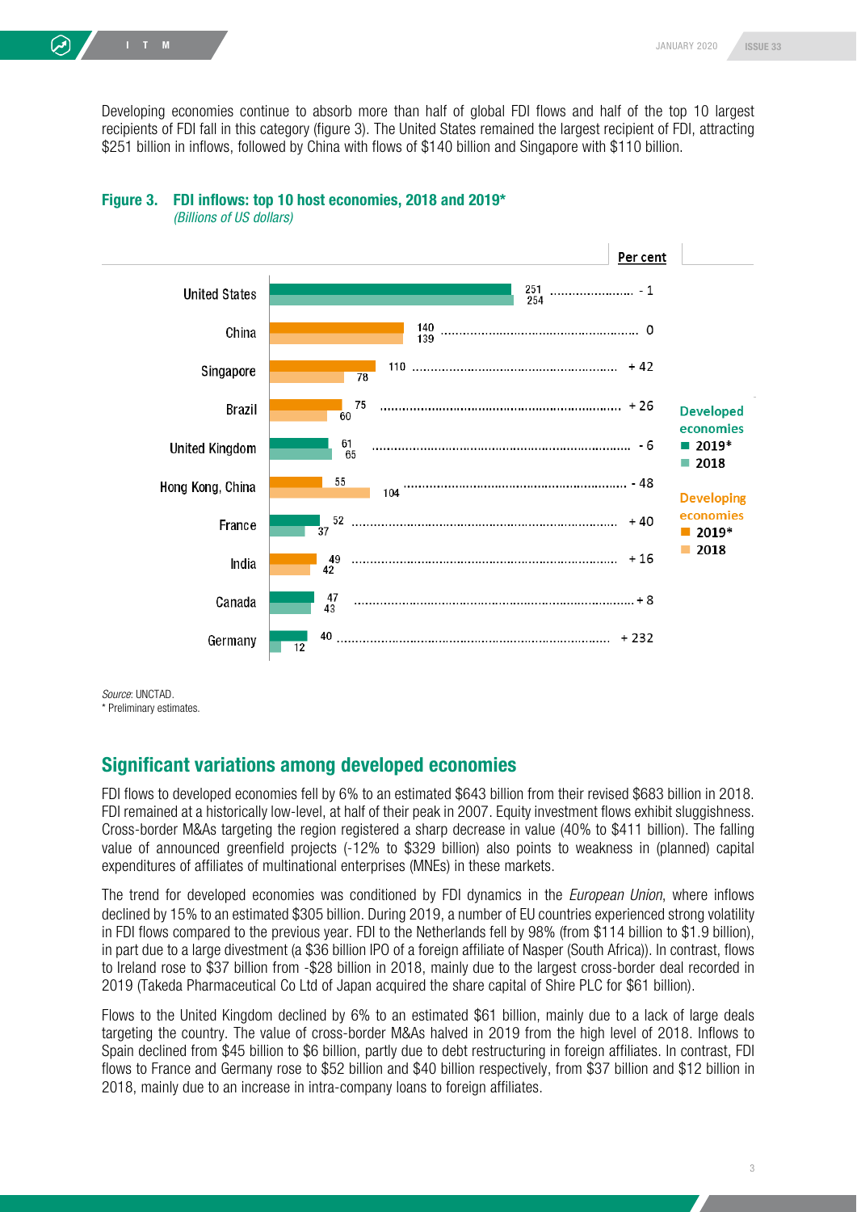Developing economies continue to absorb more than half of global FDI flows and half of the top 10 largest recipients of FDI fall in this category (figure 3). The United States remained the largest recipient of FDI, attracting $251 billion in inflows, followed by China with flows of $140 billion and Singapore with $110 billion.

**Figure 3. FDI inflows: top 10 host economies, 2018 and 2019***
*(Billions of US dollars)*

Per cent

United States 251 254 - 1
China 140 139 0
Singapore 110 78 + 42
Brazil 75 60 + 26
United Kingdom 61 65 - 6
Hong Kong, China 55 104 - 48
France 52 37 + 40
India 49 42 + 16
Canada 47 43 + 8
Germany 40 12 + 232

Developed economies
2019*
2018

Developing economies
2019*
2018

*Source*: UNCTAD.
\* Preliminary estimates.

## Significant variations among developed economies

FDI flows to developed economies fell by 6% to an estimated $643 billion from their revised $683 billion in 2018. FDI remained at a historically low-level, at half of their peak in 2007. Equity investment flows exhibit sluggishness. Cross-border M&As targeting the region registered a sharp decrease in value (40% to $411 billion). The falling value of announced greenfield projects (-12% to $329 billion) also points to weakness in (planned) capital expenditures of affiliates of multinational enterprises (MNEs) in these markets.

The trend for developed economies was conditioned by FDI dynamics in the *European Union*, where inflows declined by 15% to an estimated $305 billion. During 2019, a number of EU countries experienced strong volatility in FDI flows compared to the previous year. FDI to the Netherlands fell by 98% (from $114 billion to $1.9 billion), in part due to a large divestment (a $36 billion IPO of a foreign affiliate of Nasper (South Africa)). In contrast, flows to Ireland rose to $37 billion from -$28 billion in 2018, mainly due to the largest cross-border deal recorded in 2019 (Takeda Pharmaceutical Co Ltd of Japan acquired the share capital of Shire PLC for $61 billion).

Flows to the United Kingdom declined by 6% to an estimated $61 billion, mainly due to a lack of large deals targeting the country. The value of cross-border M&As halved in 2019 from the high level of 2018. Inflows to Spain declined from $45 billion to $6 billion, partly due to debt restructuring in foreign affiliates. In contrast, FDI flows to France and Germany rose to $52 billion and $40 billion respectively, from $37 billion and $12 billion in 2018, mainly due to an increase in intra-company loans to foreign affiliates.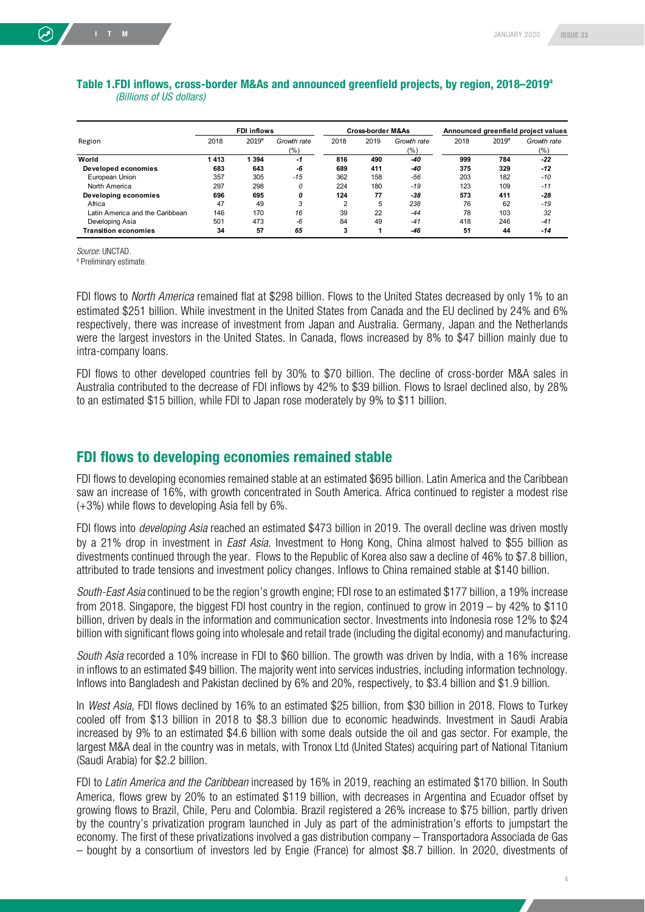**Table 1.FDI inflows, cross-border M&As and announced greenfield projects, by region, 2018–2019[a]**
*(Billions of US dollars)*

| Region | FDI inflows | | | Cross-border M&As | | | Announced greenfield project values | | |
|---|---|---|---|---|---|---|---|---|---|
| | 2018 | 2019[a] | *Growth rate (%)* | 2018 | 2019 | *Growth rate (%)* | 2018 | 2019[a] | *Growth rate (%)* |
| **World** | **1 413** | **1 394** | ***-1*** | **816** | **490** | ***-40*** | **999** | **784** | ***-22*** |
| **Developed economies** | **683** | **643** | ***-6*** | **689** | **411** | ***-40*** | **375** | **329** | ***-12*** |
| European Union | 357 | 305 | *-15* | 362 | 158 | *-56* | 203 | 182 | *-10* |
| North America | 297 | 298 | *0* | 224 | 180 | *-19* | 123 | 109 | *-11* |
| **Developing economies** | **696** | **695** | ***0*** | **124** | **77** | ***-38*** | **573** | **411** | ***-28*** |
| Africa | 47 | 49 | *3* | 2 | 5 | *238* | 76 | 62 | *-19* |
| Latin America and the Caribbean | 146 | 170 | *16* | 39 | 22 | *-44* | 78 | 103 | *32* |
| Developing Asia | 501 | 473 | *-6* | 84 | 49 | *-41* | 418 | 246 | *-41* |
| **Transition economies** | **34** | **57** | ***65*** | **3** | **1** | ***-46*** | **51** | **44** | ***-14*** |

*Source*: UNCTAD.
[a] Preliminary estimate.

FDI flows to *North America* remained flat at $298 billion. Flows to the United States decreased by only 1% to an estimated $251 billion. While investment in the United States from Canada and the EU declined by 24% and 6% respectively, there was increase of investment from Japan and Australia. Germany, Japan and the Netherlands were the largest investors in the United States. In Canada, flows increased by 8% to $47 billion mainly due to intra-company loans.

FDI flows to other developed countries fell by 30% to $70 billion. The decline of cross-border M&A sales in Australia contributed to the decrease of FDI inflows by 42% to $39 billion. Flows to Israel declined also, by 28% to an estimated $15 billion, while FDI to Japan rose moderately by 9% to $11 billion.

## FDI flows to developing economies remained stable

FDI flows to developing economies remained stable at an estimated $695 billion. Latin America and the Caribbean saw an increase of 16%, with growth concentrated in South America. Africa continued to register a modest rise (+3%) while flows to developing Asia fell by 6%.

FDI flows into *developing Asia* reached an estimated $473 billion in 2019. The overall decline was driven mostly by a 21% drop in investment in *East Asia*. Investment to Hong Kong, China almost halved to $55 billion as divestments continued through the year. Flows to the Republic of Korea also saw a decline of 46% to $7.8 billion, attributed to trade tensions and investment policy changes. Inflows to China remained stable at $140 billion.

*South-East Asia* continued to be the region's growth engine; FDI rose to an estimated $177 billion, a 19% increase from 2018. Singapore, the biggest FDI host country in the region, continued to grow in 2019 – by 42% to $110 billion, driven by deals in the information and communication sector. Investments into Indonesia rose 12% to $24 billion with significant flows going into wholesale and retail trade (including the digital economy) and manufacturing.

*South Asia* recorded a 10% increase in FDI to $60 billion. The growth was driven by India, with a 16% increase in inflows to an estimated $49 billion. The majority went into services industries, including information technology. Inflows into Bangladesh and Pakistan declined by 6% and 20%, respectively, to $3.4 billion and $1.9 billion.

In *West Asia*, FDI flows declined by 16% to an estimated $25 billion, from $30 billion in 2018. Flows to Turkey cooled off from $13 billion in 2018 to $8.3 billion due to economic headwinds. Investment in Saudi Arabia increased by 9% to an estimated $4.6 billion with some deals outside the oil and gas sector. For example, the largest M&A deal in the country was in metals, with Tronox Ltd (United States) acquiring part of National Titanium (Saudi Arabia) for $2.2 billion.

FDI to *Latin America and the Caribbean* increased by 16% in 2019, reaching an estimated $170 billion. In South America, flows grew by 20% to an estimated $119 billion, with decreases in Argentina and Ecuador offset by growing flows to Brazil, Chile, Peru and Colombia. Brazil registered a 26% increase to $75 billion, partly driven by the country's privatization program launched in July as part of the administration's efforts to jumpstart the economy. The first of these privatizations involved a gas distribution company – Transportadora Associada de Gas – bought by a consortium of investors led by Engie (France) for almost $8.7 billion. In 2020, divestments of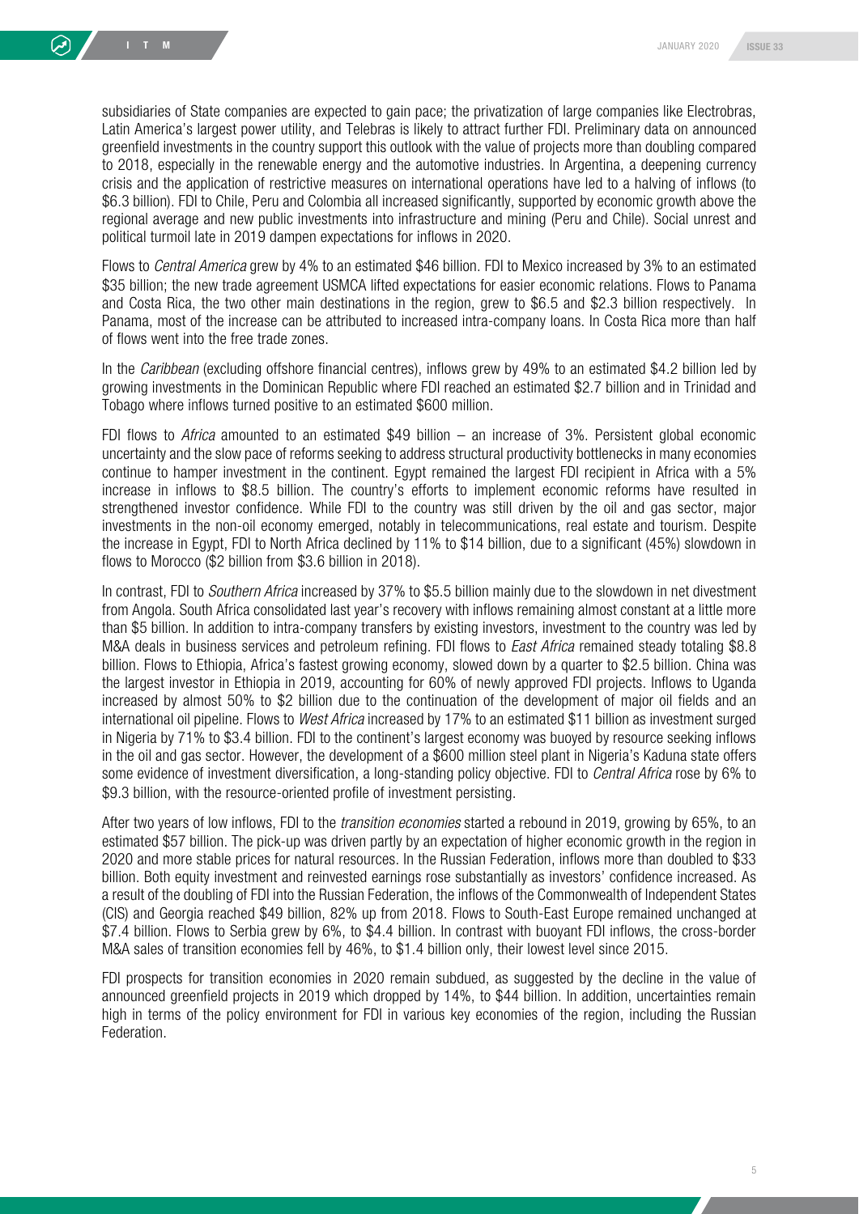subsidiaries of State companies are expected to gain pace; the privatization of large companies like Electrobras, Latin America's largest power utility, and Telebras is likely to attract further FDI. Preliminary data on announced greenfield investments in the country support this outlook with the value of projects more than doubling compared to 2018, especially in the renewable energy and the automotive industries. In Argentina, a deepening currency crisis and the application of restrictive measures on international operations have led to a halving of inflows (to $6.3 billion). FDI to Chile, Peru and Colombia all increased significantly, supported by economic growth above the regional average and new public investments into infrastructure and mining (Peru and Chile). Social unrest and political turmoil late in 2019 dampen expectations for inflows in 2020.

Flows to *Central America* grew by 4% to an estimated $46 billion. FDI to Mexico increased by 3% to an estimated $35 billion; the new trade agreement USMCA lifted expectations for easier economic relations. Flows to Panama and Costa Rica, the two other main destinations in the region, grew to $6.5 and $2.3 billion respectively. In Panama, most of the increase can be attributed to increased intra-company loans. In Costa Rica more than half of flows went into the free trade zones.

In the *Caribbean* (excluding offshore financial centres), inflows grew by 49% to an estimated $4.2 billion led by growing investments in the Dominican Republic where FDI reached an estimated $2.7 billion and in Trinidad and Tobago where inflows turned positive to an estimated $600 million.

FDI flows to *Africa* amounted to an estimated $49 billion – an increase of 3%. Persistent global economic uncertainty and the slow pace of reforms seeking to address structural productivity bottlenecks in many economies continue to hamper investment in the continent. Egypt remained the largest FDI recipient in Africa with a 5% increase in inflows to $8.5 billion. The country's efforts to implement economic reforms have resulted in strengthened investor confidence. While FDI to the country was still driven by the oil and gas sector, major investments in the non-oil economy emerged, notably in telecommunications, real estate and tourism. Despite the increase in Egypt, FDI to North Africa declined by 11% to $14 billion, due to a significant (45%) slowdown in flows to Morocco ($2 billion from $3.6 billion in 2018).

In contrast, FDI to *Southern Africa* increased by 37% to $5.5 billion mainly due to the slowdown in net divestment from Angola. South Africa consolidated last year's recovery with inflows remaining almost constant at a little more than $5 billion. In addition to intra-company transfers by existing investors, investment to the country was led by M&A deals in business services and petroleum refining. FDI flows to *East Africa* remained steady totaling $8.8 billion. Flows to Ethiopia, Africa's fastest growing economy, slowed down by a quarter to $2.5 billion. China was the largest investor in Ethiopia in 2019, accounting for 60% of newly approved FDI projects. Inflows to Uganda increased by almost 50% to $2 billion due to the continuation of the development of major oil fields and an international oil pipeline. Flows to *West Africa* increased by 17% to an estimated $11 billion as investment surged in Nigeria by 71% to $3.4 billion. FDI to the continent's largest economy was buoyed by resource seeking inflows in the oil and gas sector. However, the development of a $600 million steel plant in Nigeria's Kaduna state offers some evidence of investment diversification, a long-standing policy objective. FDI to *Central Africa* rose by 6% to $9.3 billion, with the resource-oriented profile of investment persisting.

After two years of low inflows, FDI to the *transition economies* started a rebound in 2019, growing by 65%, to an estimated $57 billion. The pick-up was driven partly by an expectation of higher economic growth in the region in 2020 and more stable prices for natural resources. In the Russian Federation, inflows more than doubled to $33 billion. Both equity investment and reinvested earnings rose substantially as investors' confidence increased. As a result of the doubling of FDI into the Russian Federation, the inflows of the Commonwealth of Independent States (CIS) and Georgia reached $49 billion, 82% up from 2018. Flows to South-East Europe remained unchanged at $7.4 billion. Flows to Serbia grew by 6%, to $4.4 billion. In contrast with buoyant FDI inflows, the cross-border M&A sales of transition economies fell by 46%, to $1.4 billion only, their lowest level since 2015.

FDI prospects for transition economies in 2020 remain subdued, as suggested by the decline in the value of announced greenfield projects in 2019 which dropped by 14%, to $44 billion. In addition, uncertainties remain high in terms of the policy environment for FDI in various key economies of the region, including the Russian Federation.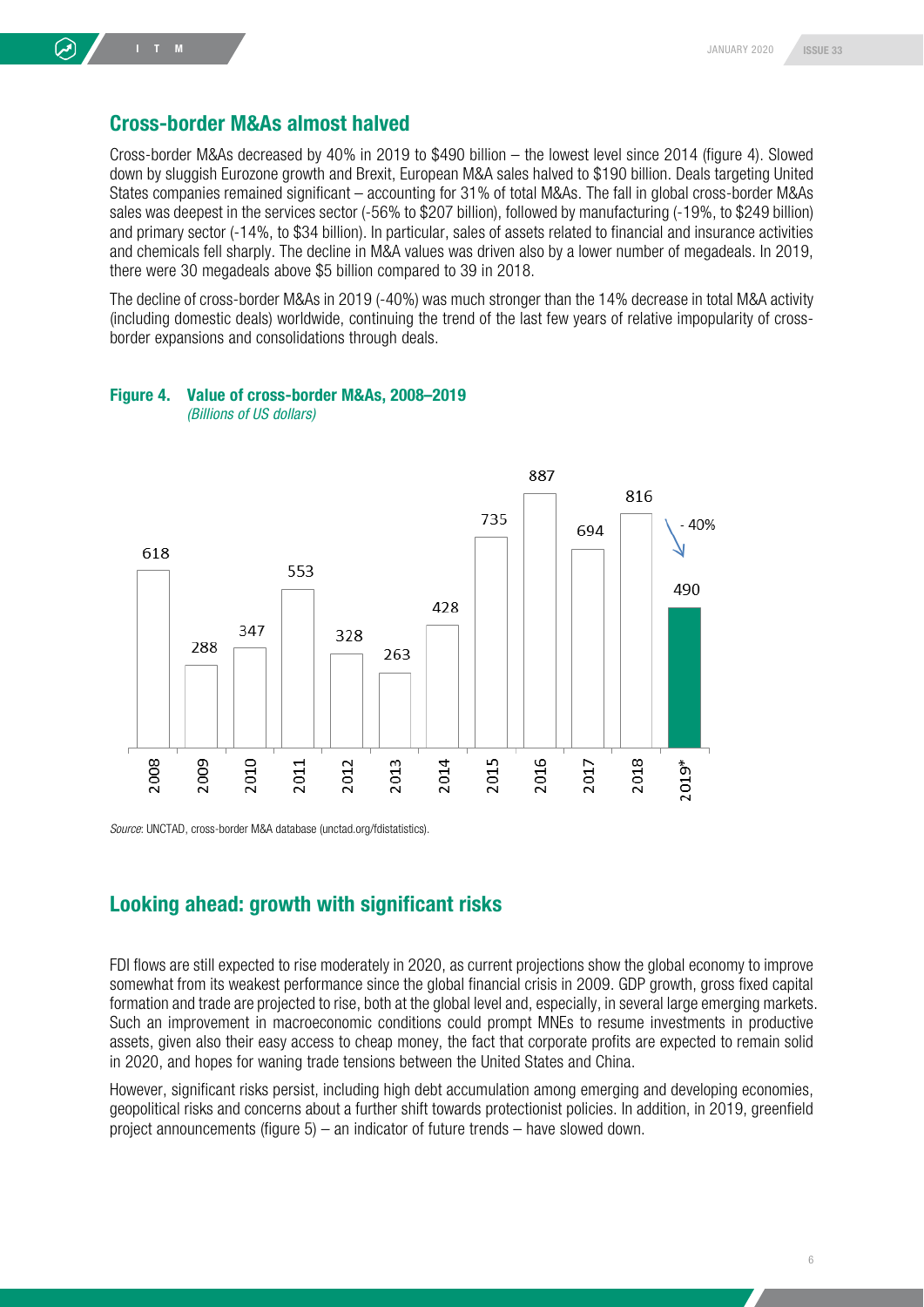## Cross-border M&As almost halved

Cross-border M&As decreased by 40% in 2019 to $490 billion – the lowest level since 2014 (figure 4). Slowed down by sluggish Eurozone growth and Brexit, European M&A sales halved to $190 billion. Deals targeting United States companies remained significant – accounting for 31% of total M&As. The fall in global cross-border M&As sales was deepest in the services sector (-56% to $207 billion), followed by manufacturing (-19%, to $249 billion) and primary sector (-14%, to $34 billion). In particular, sales of assets related to financial and insurance activities and chemicals fell sharply. The decline in M&A values was driven also by a lower number of megadeals. In 2019, there were 30 megadeals above $5 billion compared to 39 in 2018.

The decline of cross-border M&As in 2019 (-40%) was much stronger than the 14% decrease in total M&A activity (including domestic deals) worldwide, continuing the trend of the last few years of relative impopularity of cross-border expansions and consolidations through deals.

**Figure 4. Value of cross-border M&As, 2008–2019**
*(Billions of US dollars)*

| Year | Value |
|---|---|
| 2008 | 618 |
| 2009 | 288 |
| 2010 | 347 |
| 2011 | 553 |
| 2012 | 328 |
| 2013 | 263 |
| 2014 | 428 |
| 2015 | 735 |
| 2016 | 887 |
| 2017 | 694 |
| 2018 | 816 |
| 2019* | 490 |

- 40%

*Source*: UNCTAD, cross-border M&A database (unctad.org/fdistatistics).

## Looking ahead: growth with significant risks

FDI flows are still expected to rise moderately in 2020, as current projections show the global economy to improve somewhat from its weakest performance since the global financial crisis in 2009. GDP growth, gross fixed capital formation and trade are projected to rise, both at the global level and, especially, in several large emerging markets. Such an improvement in macroeconomic conditions could prompt MNEs to resume investments in productive assets, given also their easy access to cheap money, the fact that corporate profits are expected to remain solid in 2020, and hopes for waning trade tensions between the United States and China.

However, significant risks persist, including high debt accumulation among emerging and developing economies, geopolitical risks and concerns about a further shift towards protectionist policies. In addition, in 2019, greenfield project announcements (figure 5) – an indicator of future trends – have slowed down.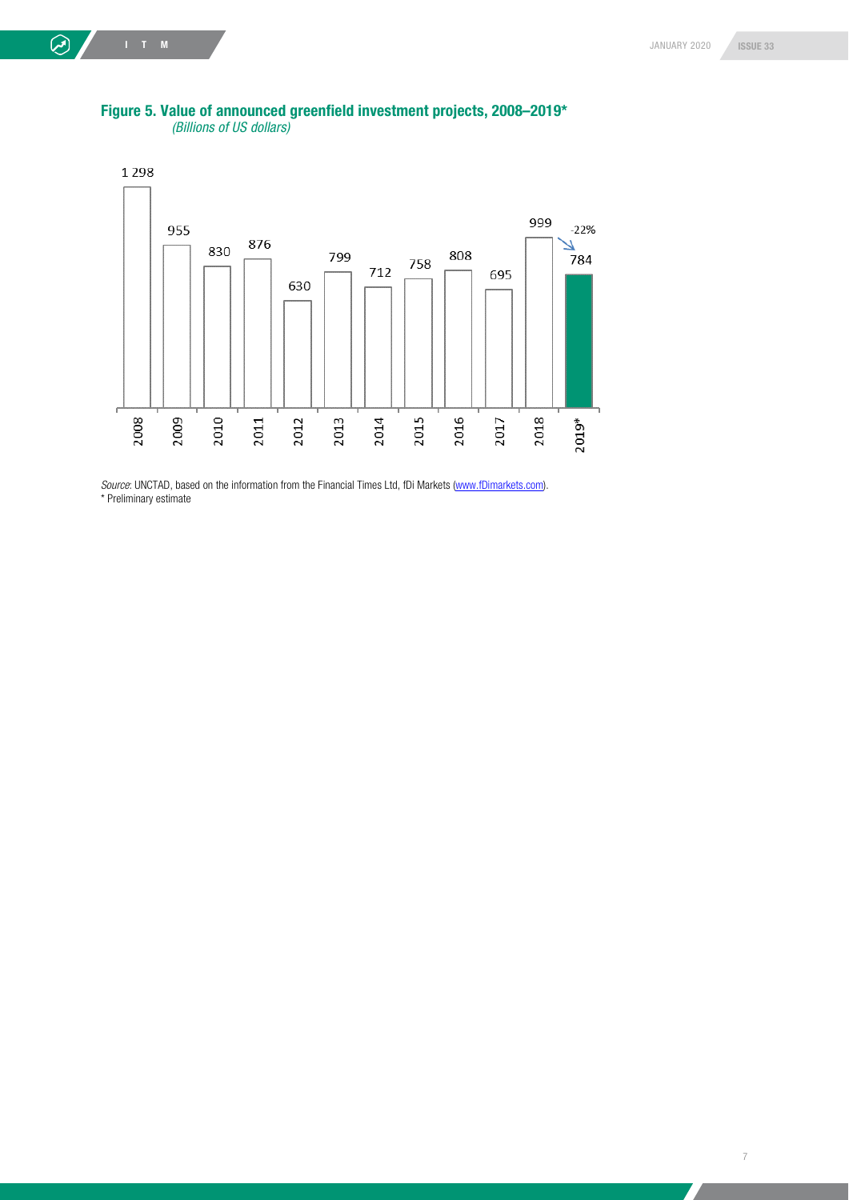**Figure 5. Value of announced greenfield investment projects, 2008–2019***
*(Billions of US dollars)*

1 298
955
830
876
630
799
712
758
808
695
999
-22%
784

2008
2009
2010
2011
2012
2013
2014
2015
2016
2017
2018
2019*

*Source*: UNCTAD, based on the information from the Financial Times Ltd, fDi Markets (www.fDimarkets.com).
\* Preliminary estimate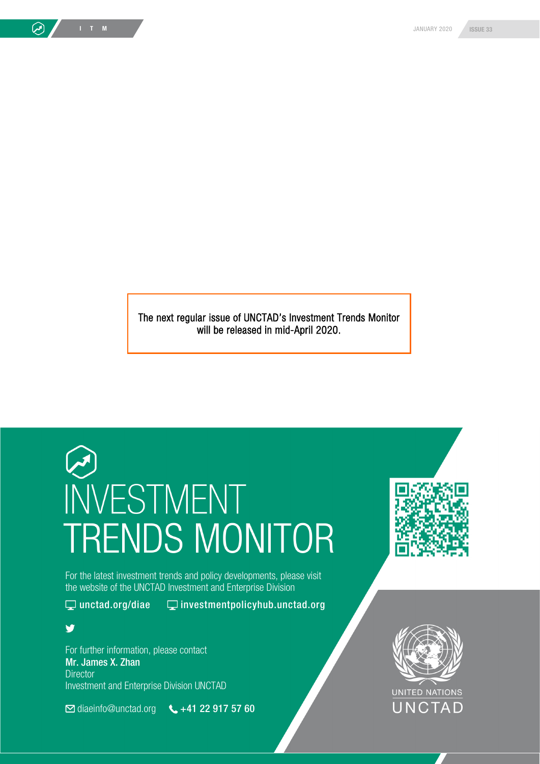The next regular issue of UNCTAD's Investment Trends Monitor will be released in mid-April 2020.

# INVESTMENT TRENDS MONITOR

For the latest investment trends and policy developments, please visit the website of the UNCTAD Investment and Enterprise Division

**unctad.org/diae** **investmentpolicyhub.unctad.org**

For further information, please contact
**Mr. James X. Zhan**
Director
Investment and Enterprise Division UNCTAD

diaeinfo@unctad.org **+41 22 917 57 60**

UNITED NATIONS
UNCTAD